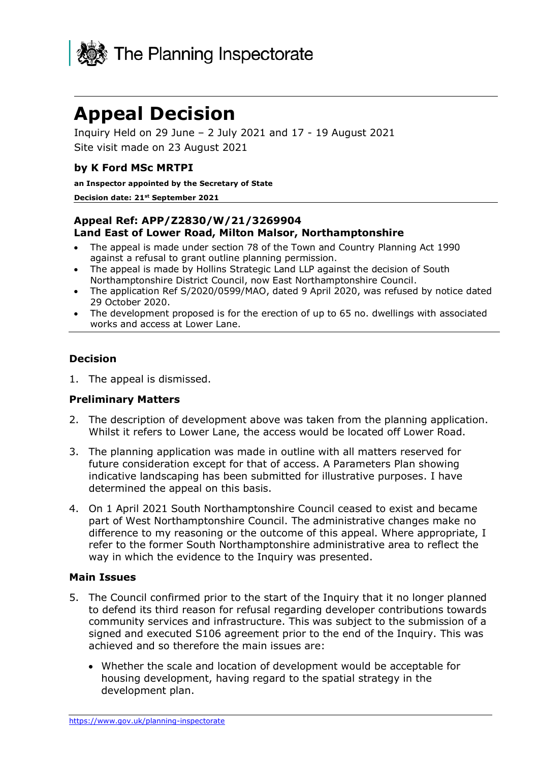The Planning Inspectorate

# Appeal Decision

Inquiry Held on 29 June – 2 July 2021 and 17 - 19 August 2021

Site visit made on 23 August 2021

### by K Ford MSc MRTPI

**an Inspector appointed by the Secretary of State**

**Decision date: 21st September 2021**

**Appeal Ref: APP/Z2830/W/21/3269904**
**Land East of Lower Road, Milton Malsor, Northamptonshire**

- The appeal is made under section 78 of the Town and Country Planning Act 1990 against a refusal to grant outline planning permission.
- The appeal is made by Hollins Strategic Land LLP against the decision of South Northamptonshire District Council, now East Northamptonshire Council.
- The application Ref S/2020/0599/MAO, dated 9 April 2020, was refused by notice dated 29 October 2020.
- The development proposed is for the erection of up to 65 no. dwellings with associated works and access at Lower Lane.

### Decision

1. The appeal is dismissed.

### Preliminary Matters

2. The description of development above was taken from the planning application. Whilst it refers to Lower Lane, the access would be located off Lower Road.

3. The planning application was made in outline with all matters reserved for future consideration except for that of access. A Parameters Plan showing indicative landscaping has been submitted for illustrative purposes. I have determined the appeal on this basis.

4. On 1 April 2021 South Northamptonshire Council ceased to exist and became part of West Northamptonshire Council. The administrative changes make no difference to my reasoning or the outcome of this appeal. Where appropriate, I refer to the former South Northamptonshire administrative area to reflect the way in which the evidence to the Inquiry was presented.

### Main Issues

5. The Council confirmed prior to the start of the Inquiry that it no longer planned to defend its third reason for refusal regarding developer contributions towards community services and infrastructure. This was subject to the submission of a signed and executed S106 agreement prior to the end of the Inquiry. This was achieved and so therefore the main issues are:

    - Whether the scale and location of development would be acceptable for housing development, having regard to the spatial strategy in the development plan.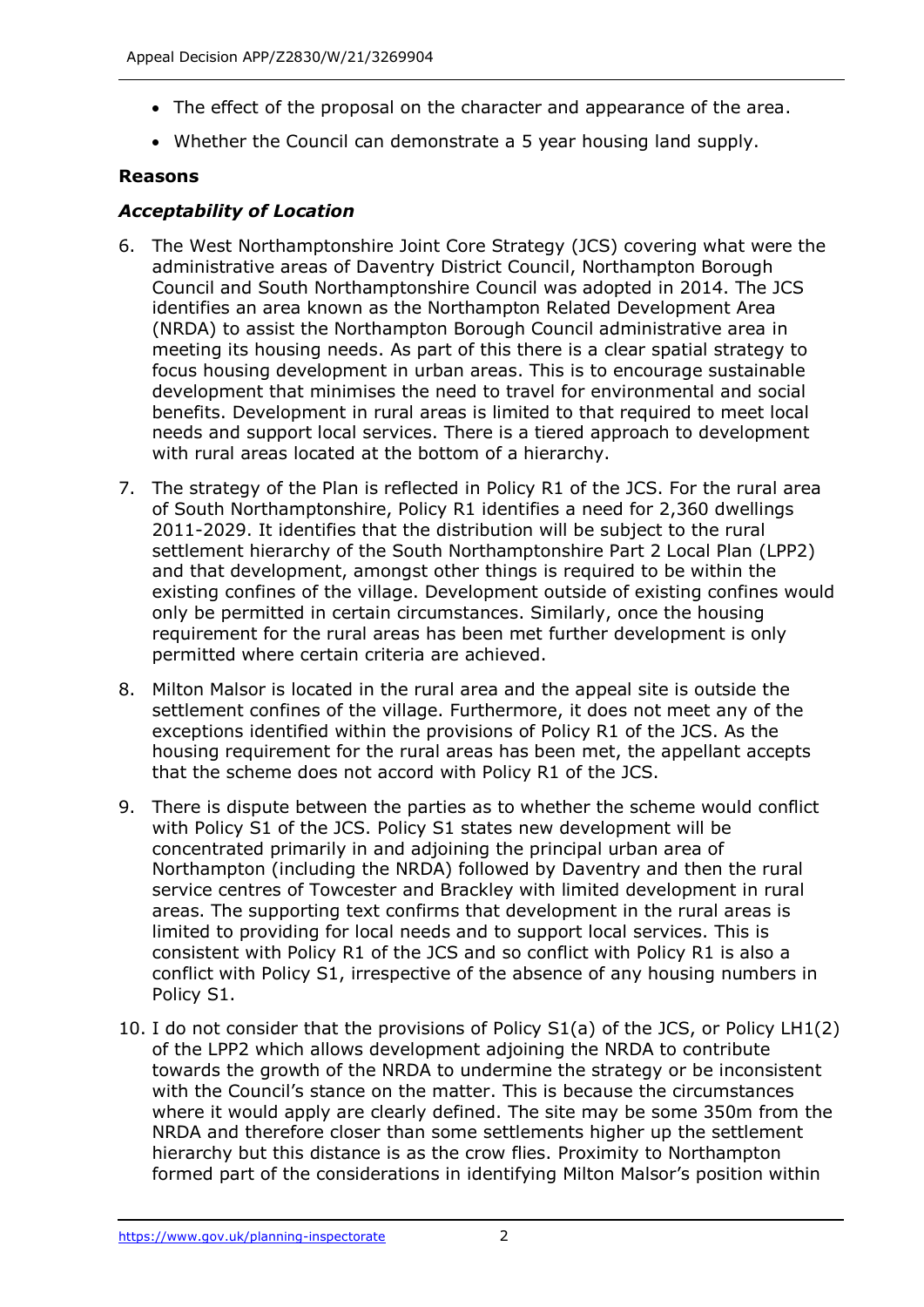- The effect of the proposal on the character and appearance of the area.
- Whether the Council can demonstrate a 5 year housing land supply.

**Reasons**

***Acceptability of Location***

6. The West Northamptonshire Joint Core Strategy (JCS) covering what were the administrative areas of Daventry District Council, Northampton Borough Council and South Northamptonshire Council was adopted in 2014. The JCS identifies an area known as the Northampton Related Development Area (NRDA) to assist the Northampton Borough Council administrative area in meeting its housing needs. As part of this there is a clear spatial strategy to focus housing development in urban areas. This is to encourage sustainable development that minimises the need to travel for environmental and social benefits. Development in rural areas is limited to that required to meet local needs and support local services. There is a tiered approach to development with rural areas located at the bottom of a hierarchy.

7. The strategy of the Plan is reflected in Policy R1 of the JCS. For the rural area of South Northamptonshire, Policy R1 identifies a need for 2,360 dwellings 2011-2029. It identifies that the distribution will be subject to the rural settlement hierarchy of the South Northamptonshire Part 2 Local Plan (LPP2) and that development, amongst other things is required to be within the existing confines of the village. Development outside of existing confines would only be permitted in certain circumstances. Similarly, once the housing requirement for the rural areas has been met further development is only permitted where certain criteria are achieved.

8. Milton Malsor is located in the rural area and the appeal site is outside the settlement confines of the village. Furthermore, it does not meet any of the exceptions identified within the provisions of Policy R1 of the JCS. As the housing requirement for the rural areas has been met, the appellant accepts that the scheme does not accord with Policy R1 of the JCS.

9. There is dispute between the parties as to whether the scheme would conflict with Policy S1 of the JCS. Policy S1 states new development will be concentrated primarily in and adjoining the principal urban area of Northampton (including the NRDA) followed by Daventry and then the rural service centres of Towcester and Brackley with limited development in rural areas. The supporting text confirms that development in the rural areas is limited to providing for local needs and to support local services. This is consistent with Policy R1 of the JCS and so conflict with Policy R1 is also a conflict with Policy S1, irrespective of the absence of any housing numbers in Policy S1.

10. I do not consider that the provisions of Policy S1(a) of the JCS, or Policy LH1(2) of the LPP2 which allows development adjoining the NRDA to contribute towards the growth of the NRDA to undermine the strategy or be inconsistent with the Council's stance on the matter. This is because the circumstances where it would apply are clearly defined. The site may be some 350m from the NRDA and therefore closer than some settlements higher up the settlement hierarchy but this distance is as the crow flies. Proximity to Northampton formed part of the considerations in identifying Milton Malsor's position within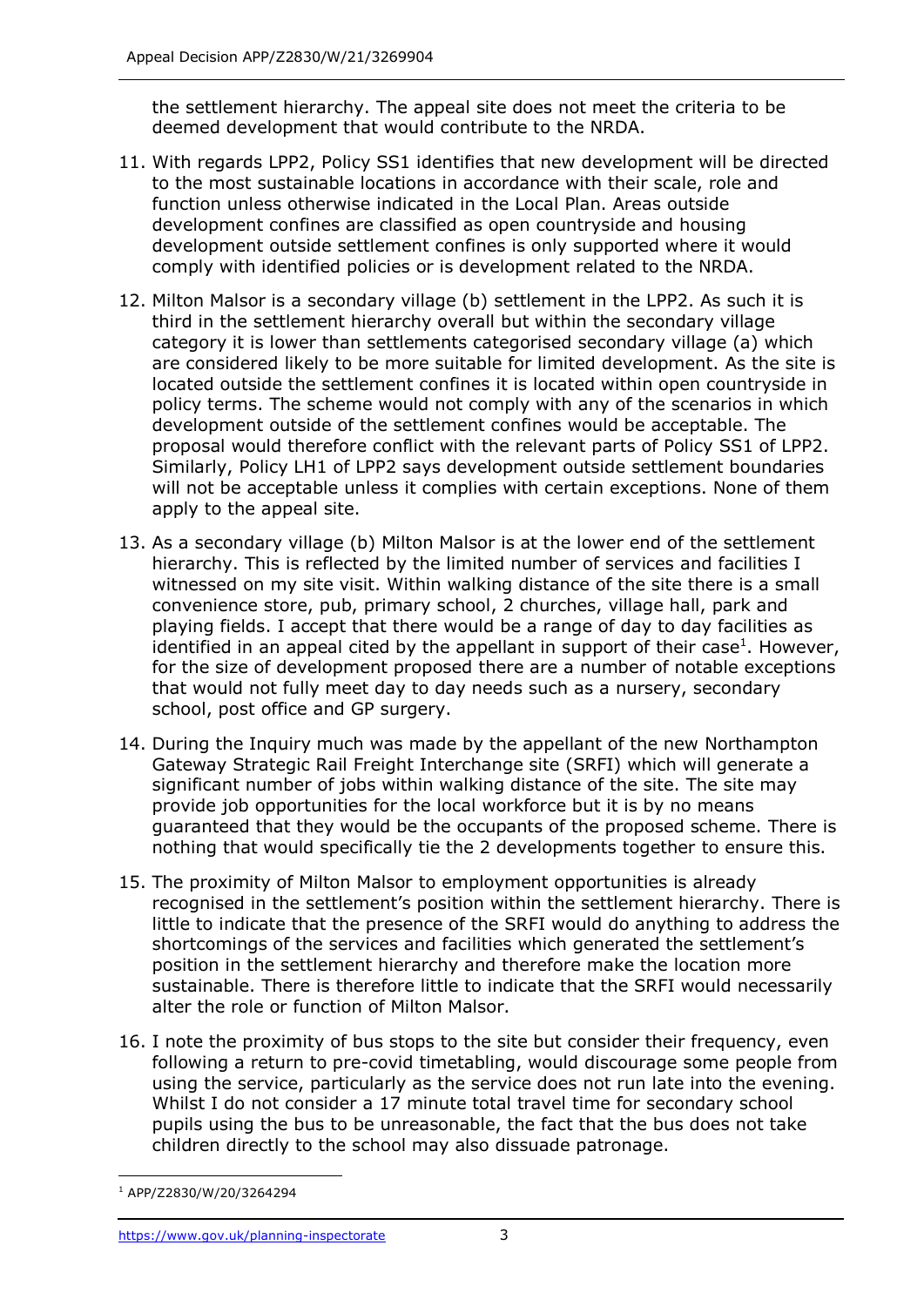the settlement hierarchy. The appeal site does not meet the criteria to be deemed development that would contribute to the NRDA.

11. With regards LPP2, Policy SS1 identifies that new development will be directed to the most sustainable locations in accordance with their scale, role and function unless otherwise indicated in the Local Plan. Areas outside development confines are classified as open countryside and housing development outside settlement confines is only supported where it would comply with identified policies or is development related to the NRDA.

12. Milton Malsor is a secondary village (b) settlement in the LPP2. As such it is third in the settlement hierarchy overall but within the secondary village category it is lower than settlements categorised secondary village (a) which are considered likely to be more suitable for limited development. As the site is located outside the settlement confines it is located within open countryside in policy terms. The scheme would not comply with any of the scenarios in which development outside of the settlement confines would be acceptable. The proposal would therefore conflict with the relevant parts of Policy SS1 of LPP2. Similarly, Policy LH1 of LPP2 says development outside settlement boundaries will not be acceptable unless it complies with certain exceptions. None of them apply to the appeal site.

13. As a secondary village (b) Milton Malsor is at the lower end of the settlement hierarchy. This is reflected by the limited number of services and facilities I witnessed on my site visit. Within walking distance of the site there is a small convenience store, pub, primary school, 2 churches, village hall, park and playing fields. I accept that there would be a range of day to day facilities as identified in an appeal cited by the appellant in support of their case[1]. However, for the size of development proposed there are a number of notable exceptions that would not fully meet day to day needs such as a nursery, secondary school, post office and GP surgery.

14. During the Inquiry much was made by the appellant of the new Northampton Gateway Strategic Rail Freight Interchange site (SRFI) which will generate a significant number of jobs within walking distance of the site. The site may provide job opportunities for the local workforce but it is by no means guaranteed that they would be the occupants of the proposed scheme. There is nothing that would specifically tie the 2 developments together to ensure this.

15. The proximity of Milton Malsor to employment opportunities is already recognised in the settlement's position within the settlement hierarchy. There is little to indicate that the presence of the SRFI would do anything to address the shortcomings of the services and facilities which generated the settlement's position in the settlement hierarchy and therefore make the location more sustainable. There is therefore little to indicate that the SRFI would necessarily alter the role or function of Milton Malsor.

16. I note the proximity of bus stops to the site but consider their frequency, even following a return to pre-covid timetabling, would discourage some people from using the service, particularly as the service does not run late into the evening. Whilst I do not consider a 17 minute total travel time for secondary school pupils using the bus to be unreasonable, the fact that the bus does not take children directly to the school may also dissuade patronage.

[1] APP/Z2830/W/20/3264294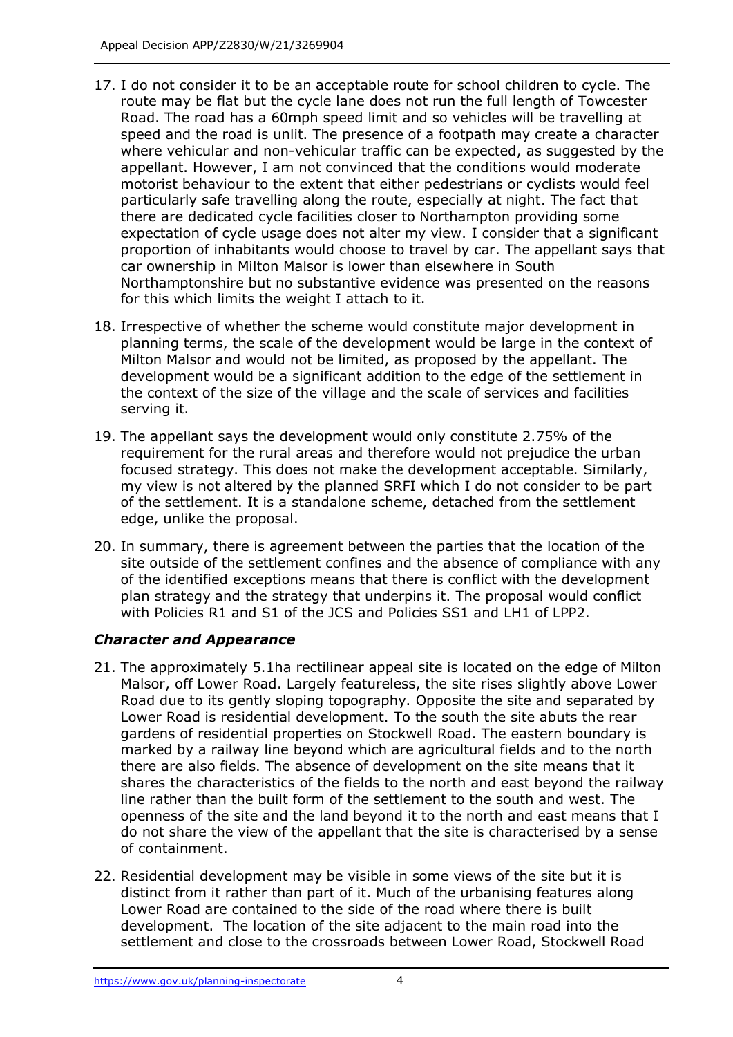17. I do not consider it to be an acceptable route for school children to cycle. The route may be flat but the cycle lane does not run the full length of Towcester Road. The road has a 60mph speed limit and so vehicles will be travelling at speed and the road is unlit. The presence of a footpath may create a character where vehicular and non-vehicular traffic can be expected, as suggested by the appellant. However, I am not convinced that the conditions would moderate motorist behaviour to the extent that either pedestrians or cyclists would feel particularly safe travelling along the route, especially at night. The fact that there are dedicated cycle facilities closer to Northampton providing some expectation of cycle usage does not alter my view. I consider that a significant proportion of inhabitants would choose to travel by car. The appellant says that car ownership in Milton Malsor is lower than elsewhere in South Northamptonshire but no substantive evidence was presented on the reasons for this which limits the weight I attach to it.

18. Irrespective of whether the scheme would constitute major development in planning terms, the scale of the development would be large in the context of Milton Malsor and would not be limited, as proposed by the appellant. The development would be a significant addition to the edge of the settlement in the context of the size of the village and the scale of services and facilities serving it.

19. The appellant says the development would only constitute 2.75% of the requirement for the rural areas and therefore would not prejudice the urban focused strategy. This does not make the development acceptable. Similarly, my view is not altered by the planned SRFI which I do not consider to be part of the settlement. It is a standalone scheme, detached from the settlement edge, unlike the proposal.

20. In summary, there is agreement between the parties that the location of the site outside of the settlement confines and the absence of compliance with any of the identified exceptions means that there is conflict with the development plan strategy and the strategy that underpins it. The proposal would conflict with Policies R1 and S1 of the JCS and Policies SS1 and LH1 of LPP2.

### *Character and Appearance*

21. The approximately 5.1ha rectilinear appeal site is located on the edge of Milton Malsor, off Lower Road. Largely featureless, the site rises slightly above Lower Road due to its gently sloping topography. Opposite the site and separated by Lower Road is residential development. To the south the site abuts the rear gardens of residential properties on Stockwell Road. The eastern boundary is marked by a railway line beyond which are agricultural fields and to the north there are also fields. The absence of development on the site means that it shares the characteristics of the fields to the north and east beyond the railway line rather than the built form of the settlement to the south and west. The openness of the site and the land beyond it to the north and east means that I do not share the view of the appellant that the site is characterised by a sense of containment.

22. Residential development may be visible in some views of the site but it is distinct from it rather than part of it. Much of the urbanising features along Lower Road are contained to the side of the road where there is built development. The location of the site adjacent to the main road into the settlement and close to the crossroads between Lower Road, Stockwell Road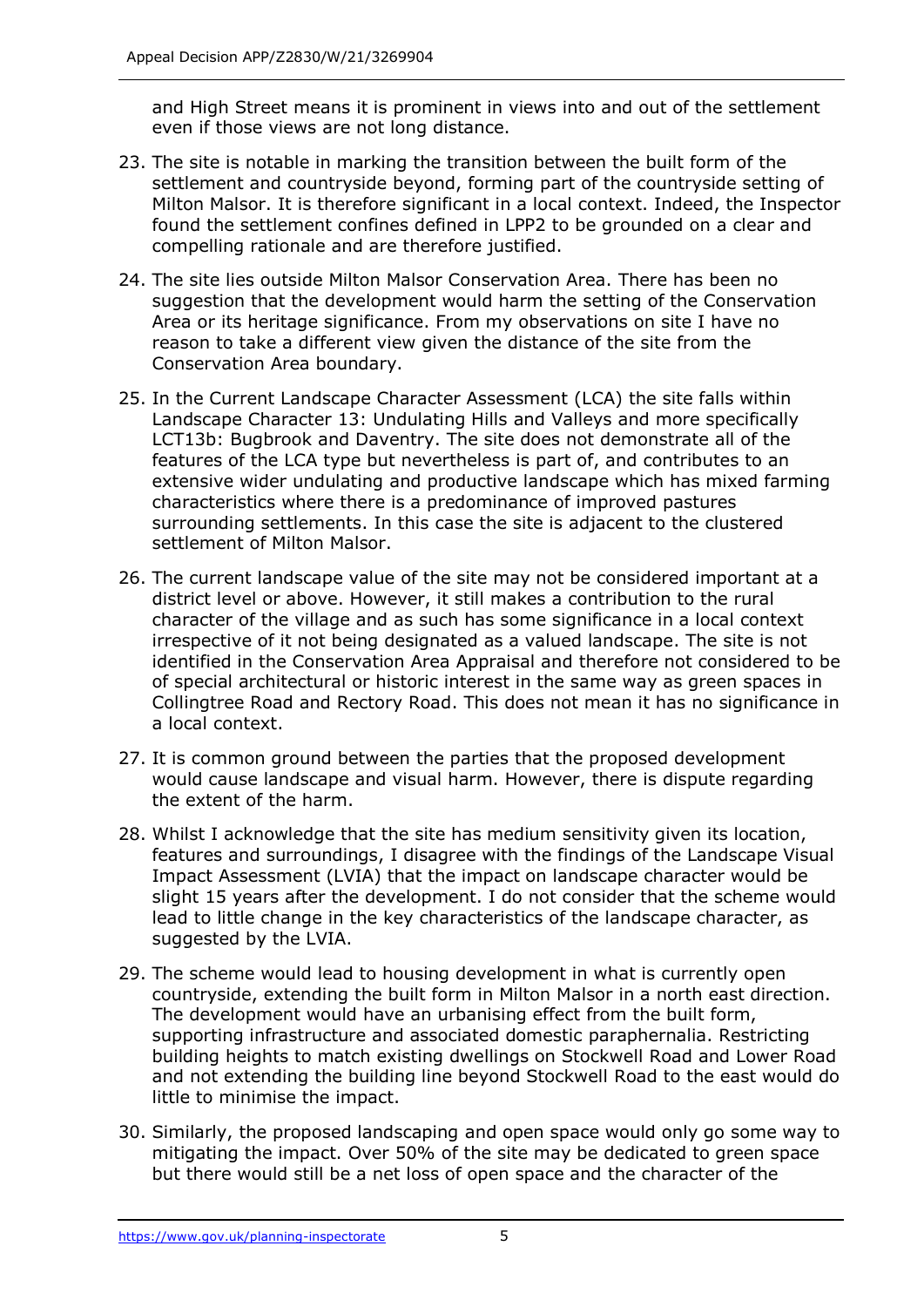and High Street means it is prominent in views into and out of the settlement even if those views are not long distance.

23. The site is notable in marking the transition between the built form of the settlement and countryside beyond, forming part of the countryside setting of Milton Malsor. It is therefore significant in a local context. Indeed, the Inspector found the settlement confines defined in LPP2 to be grounded on a clear and compelling rationale and are therefore justified.

24. The site lies outside Milton Malsor Conservation Area. There has been no suggestion that the development would harm the setting of the Conservation Area or its heritage significance. From my observations on site I have no reason to take a different view given the distance of the site from the Conservation Area boundary.

25. In the Current Landscape Character Assessment (LCA) the site falls within Landscape Character 13: Undulating Hills and Valleys and more specifically LCT13b: Bugbrook and Daventry. The site does not demonstrate all of the features of the LCA type but nevertheless is part of, and contributes to an extensive wider undulating and productive landscape which has mixed farming characteristics where there is a predominance of improved pastures surrounding settlements. In this case the site is adjacent to the clustered settlement of Milton Malsor.

26. The current landscape value of the site may not be considered important at a district level or above. However, it still makes a contribution to the rural character of the village and as such has some significance in a local context irrespective of it not being designated as a valued landscape. The site is not identified in the Conservation Area Appraisal and therefore not considered to be of special architectural or historic interest in the same way as green spaces in Collingtree Road and Rectory Road. This does not mean it has no significance in a local context.

27. It is common ground between the parties that the proposed development would cause landscape and visual harm. However, there is dispute regarding the extent of the harm.

28. Whilst I acknowledge that the site has medium sensitivity given its location, features and surroundings, I disagree with the findings of the Landscape Visual Impact Assessment (LVIA) that the impact on landscape character would be slight 15 years after the development. I do not consider that the scheme would lead to little change in the key characteristics of the landscape character, as suggested by the LVIA.

29. The scheme would lead to housing development in what is currently open countryside, extending the built form in Milton Malsor in a north east direction. The development would have an urbanising effect from the built form, supporting infrastructure and associated domestic paraphernalia. Restricting building heights to match existing dwellings on Stockwell Road and Lower Road and not extending the building line beyond Stockwell Road to the east would do little to minimise the impact.

30. Similarly, the proposed landscaping and open space would only go some way to mitigating the impact. Over 50% of the site may be dedicated to green space but there would still be a net loss of open space and the character of the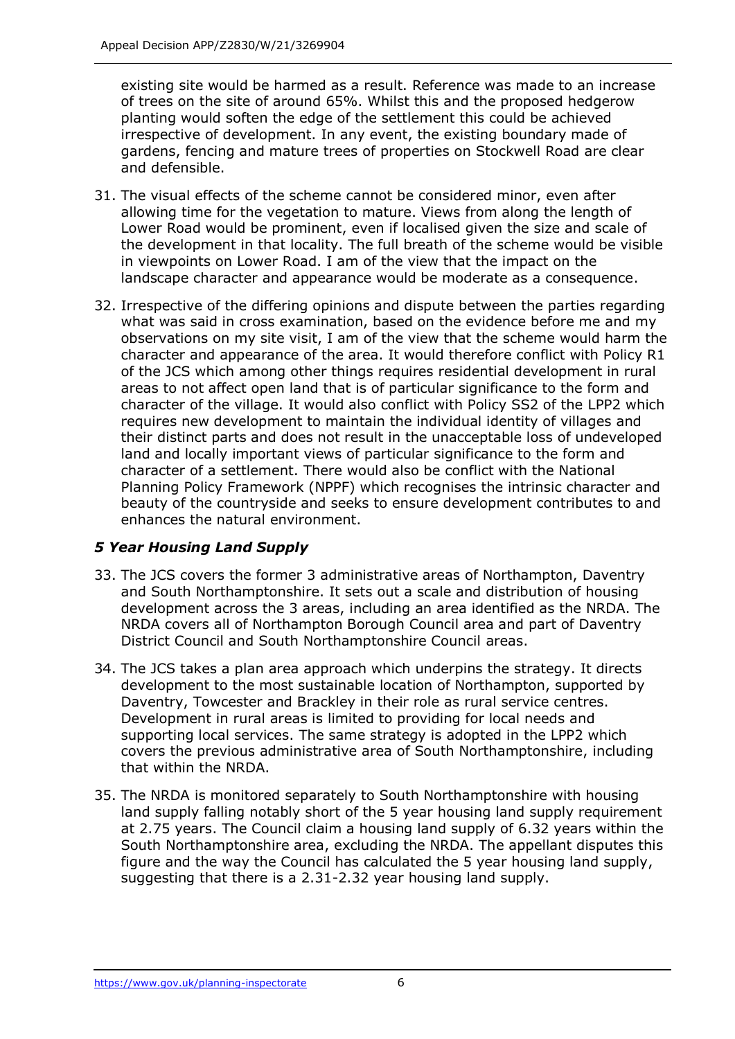existing site would be harmed as a result. Reference was made to an increase of trees on the site of around 65%. Whilst this and the proposed hedgerow planting would soften the edge of the settlement this could be achieved irrespective of development. In any event, the existing boundary made of gardens, fencing and mature trees of properties on Stockwell Road are clear and defensible.

31. The visual effects of the scheme cannot be considered minor, even after allowing time for the vegetation to mature. Views from along the length of Lower Road would be prominent, even if localised given the size and scale of the development in that locality. The full breath of the scheme would be visible in viewpoints on Lower Road. I am of the view that the impact on the landscape character and appearance would be moderate as a consequence.

32. Irrespective of the differing opinions and dispute between the parties regarding what was said in cross examination, based on the evidence before me and my observations on my site visit, I am of the view that the scheme would harm the character and appearance of the area. It would therefore conflict with Policy R1 of the JCS which among other things requires residential development in rural areas to not affect open land that is of particular significance to the form and character of the village. It would also conflict with Policy SS2 of the LPP2 which requires new development to maintain the individual identity of villages and their distinct parts and does not result in the unacceptable loss of undeveloped land and locally important views of particular significance to the form and character of a settlement. There would also be conflict with the National Planning Policy Framework (NPPF) which recognises the intrinsic character and beauty of the countryside and seeks to ensure development contributes to and enhances the natural environment.

### *5 Year Housing Land Supply*

33. The JCS covers the former 3 administrative areas of Northampton, Daventry and South Northamptonshire. It sets out a scale and distribution of housing development across the 3 areas, including an area identified as the NRDA. The NRDA covers all of Northampton Borough Council area and part of Daventry District Council and South Northamptonshire Council areas.

34. The JCS takes a plan area approach which underpins the strategy. It directs development to the most sustainable location of Northampton, supported by Daventry, Towcester and Brackley in their role as rural service centres. Development in rural areas is limited to providing for local needs and supporting local services. The same strategy is adopted in the LPP2 which covers the previous administrative area of South Northamptonshire, including that within the NRDA.

35. The NRDA is monitored separately to South Northamptonshire with housing land supply falling notably short of the 5 year housing land supply requirement at 2.75 years. The Council claim a housing land supply of 6.32 years within the South Northamptonshire area, excluding the NRDA. The appellant disputes this figure and the way the Council has calculated the 5 year housing land supply, suggesting that there is a 2.31-2.32 year housing land supply.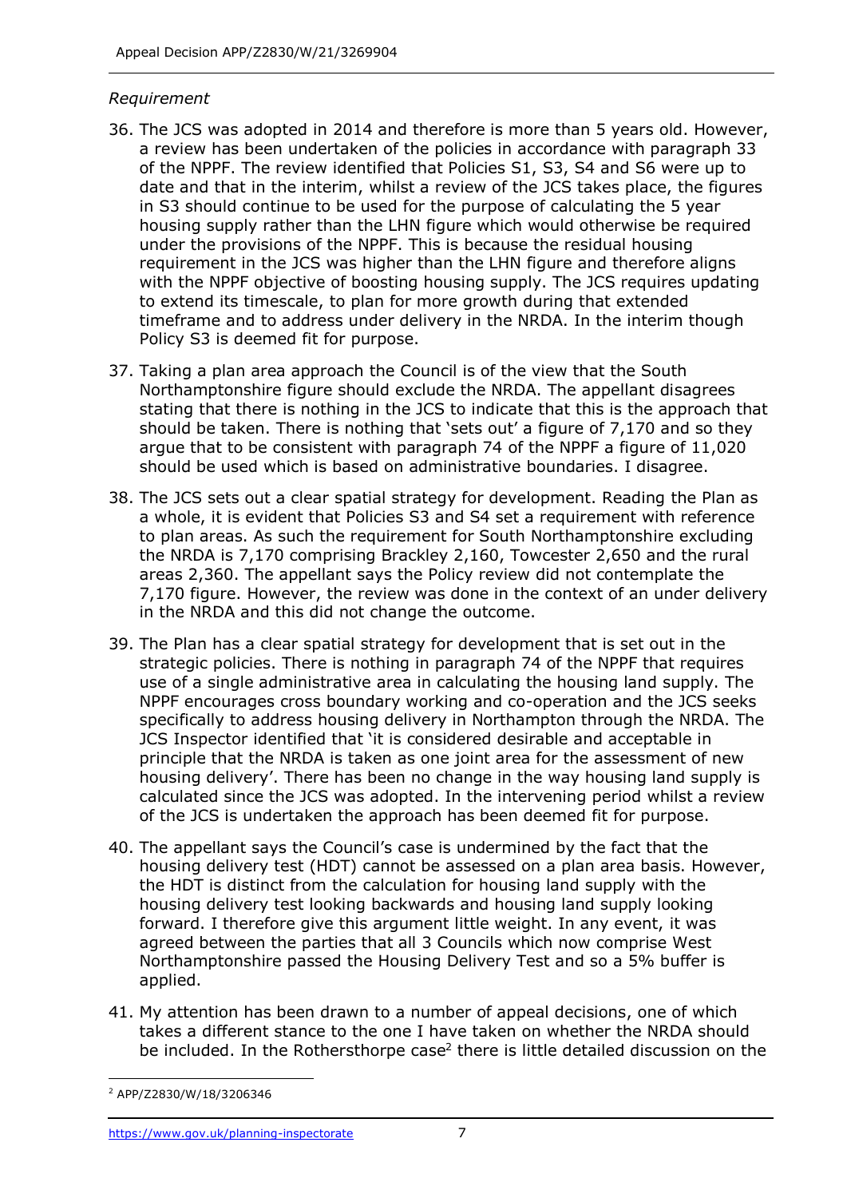*Requirement*

36. The JCS was adopted in 2014 and therefore is more than 5 years old. However, a review has been undertaken of the policies in accordance with paragraph 33 of the NPPF. The review identified that Policies S1, S3, S4 and S6 were up to date and that in the interim, whilst a review of the JCS takes place, the figures in S3 should continue to be used for the purpose of calculating the 5 year housing supply rather than the LHN figure which would otherwise be required under the provisions of the NPPF. This is because the residual housing requirement in the JCS was higher than the LHN figure and therefore aligns with the NPPF objective of boosting housing supply. The JCS requires updating to extend its timescale, to plan for more growth during that extended timeframe and to address under delivery in the NRDA. In the interim though Policy S3 is deemed fit for purpose.

37. Taking a plan area approach the Council is of the view that the South Northamptonshire figure should exclude the NRDA. The appellant disagrees stating that there is nothing in the JCS to indicate that this is the approach that should be taken. There is nothing that 'sets out' a figure of 7,170 and so they argue that to be consistent with paragraph 74 of the NPPF a figure of 11,020 should be used which is based on administrative boundaries. I disagree.

38. The JCS sets out a clear spatial strategy for development. Reading the Plan as a whole, it is evident that Policies S3 and S4 set a requirement with reference to plan areas. As such the requirement for South Northamptonshire excluding the NRDA is 7,170 comprising Brackley 2,160, Towcester 2,650 and the rural areas 2,360. The appellant says the Policy review did not contemplate the 7,170 figure. However, the review was done in the context of an under delivery in the NRDA and this did not change the outcome.

39. The Plan has a clear spatial strategy for development that is set out in the strategic policies. There is nothing in paragraph 74 of the NPPF that requires use of a single administrative area in calculating the housing land supply. The NPPF encourages cross boundary working and co-operation and the JCS seeks specifically to address housing delivery in Northampton through the NRDA. The JCS Inspector identified that 'it is considered desirable and acceptable in principle that the NRDA is taken as one joint area for the assessment of new housing delivery'. There has been no change in the way housing land supply is calculated since the JCS was adopted. In the intervening period whilst a review of the JCS is undertaken the approach has been deemed fit for purpose.

40. The appellant says the Council's case is undermined by the fact that the housing delivery test (HDT) cannot be assessed on a plan area basis. However, the HDT is distinct from the calculation for housing land supply with the housing delivery test looking backwards and housing land supply looking forward. I therefore give this argument little weight. In any event, it was agreed between the parties that all 3 Councils which now comprise West Northamptonshire passed the Housing Delivery Test and so a 5% buffer is applied.

41. My attention has been drawn to a number of appeal decisions, one of which takes a different stance to the one I have taken on whether the NRDA should be included. In the Rothersthorpe case[2] there is little detailed discussion on the

[2] APP/Z2830/W/18/3206346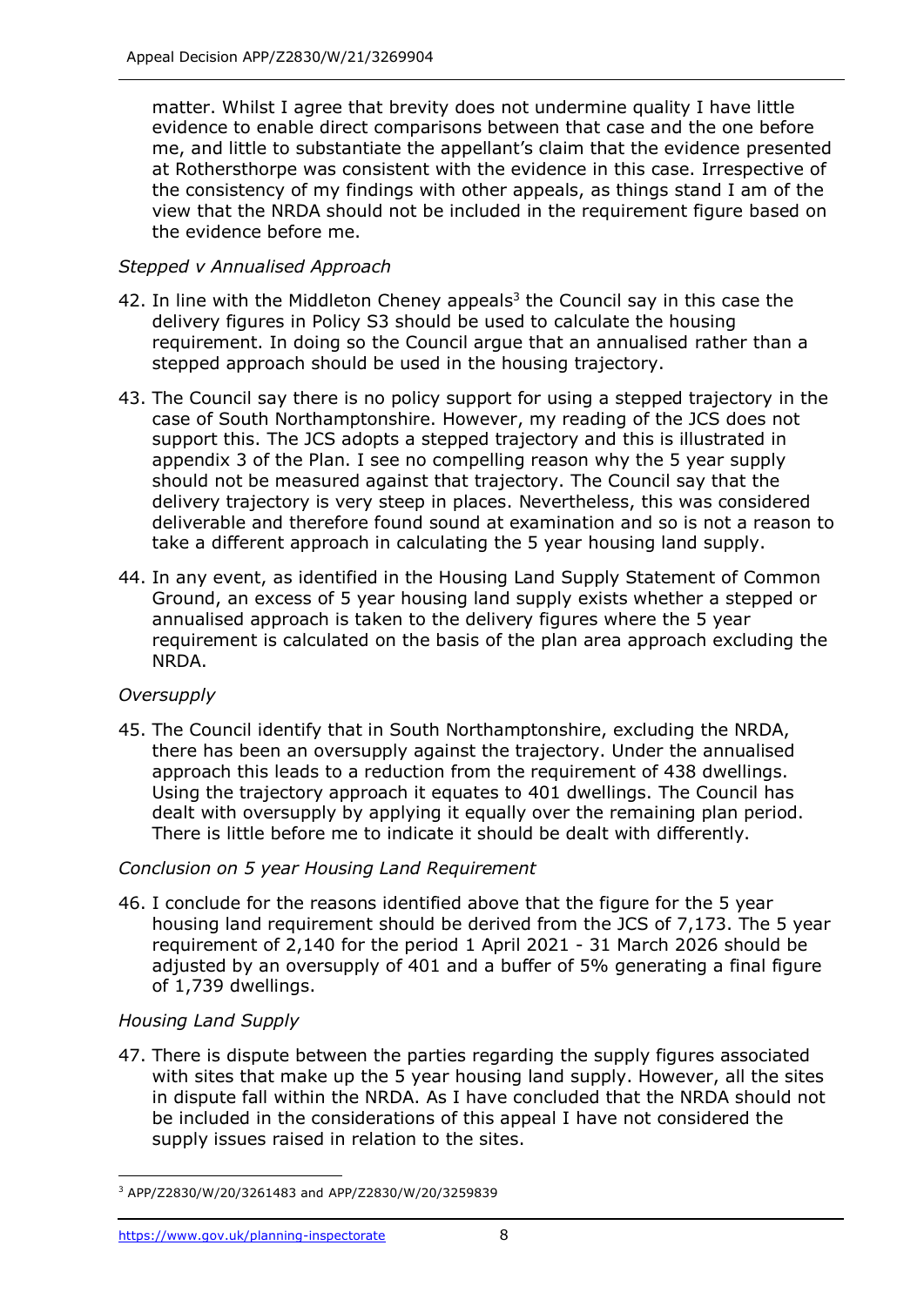matter. Whilst I agree that brevity does not undermine quality I have little evidence to enable direct comparisons between that case and the one before me, and little to substantiate the appellant's claim that the evidence presented at Rothersthorpe was consistent with the evidence in this case. Irrespective of the consistency of my findings with other appeals, as things stand I am of the view that the NRDA should not be included in the requirement figure based on the evidence before me.

*Stepped v Annualised Approach*

42. In line with the Middleton Cheney appeals[3] the Council say in this case the delivery figures in Policy S3 should be used to calculate the housing requirement. In doing so the Council argue that an annualised rather than a stepped approach should be used in the housing trajectory.

43. The Council say there is no policy support for using a stepped trajectory in the case of South Northamptonshire. However, my reading of the JCS does not support this. The JCS adopts a stepped trajectory and this is illustrated in appendix 3 of the Plan. I see no compelling reason why the 5 year supply should not be measured against that trajectory. The Council say that the delivery trajectory is very steep in places. Nevertheless, this was considered deliverable and therefore found sound at examination and so is not a reason to take a different approach in calculating the 5 year housing land supply.

44. In any event, as identified in the Housing Land Supply Statement of Common Ground, an excess of 5 year housing land supply exists whether a stepped or annualised approach is taken to the delivery figures where the 5 year requirement is calculated on the basis of the plan area approach excluding the NRDA.

*Oversupply*

45. The Council identify that in South Northamptonshire, excluding the NRDA, there has been an oversupply against the trajectory. Under the annualised approach this leads to a reduction from the requirement of 438 dwellings. Using the trajectory approach it equates to 401 dwellings. The Council has dealt with oversupply by applying it equally over the remaining plan period. There is little before me to indicate it should be dealt with differently.

*Conclusion on 5 year Housing Land Requirement*

46. I conclude for the reasons identified above that the figure for the 5 year housing land requirement should be derived from the JCS of 7,173. The 5 year requirement of 2,140 for the period 1 April 2021 - 31 March 2026 should be adjusted by an oversupply of 401 and a buffer of 5% generating a final figure of 1,739 dwellings.

*Housing Land Supply*

47. There is dispute between the parties regarding the supply figures associated with sites that make up the 5 year housing land supply. However, all the sites in dispute fall within the NRDA. As I have concluded that the NRDA should not be included in the considerations of this appeal I have not considered the supply issues raised in relation to the sites.

[3] APP/Z2830/W/20/3261483 and APP/Z2830/W/20/3259839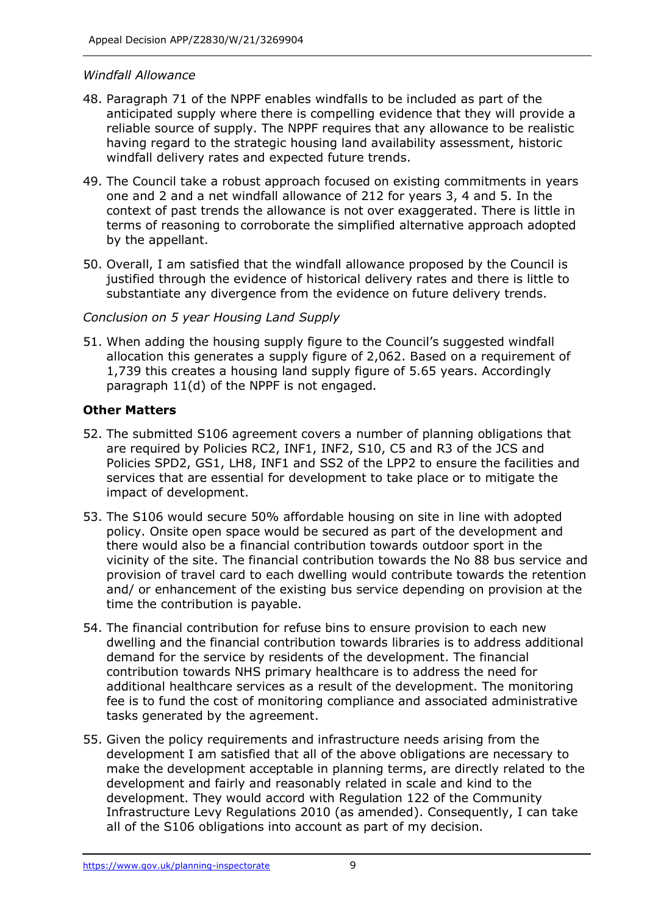*Windfall Allowance*

48. Paragraph 71 of the NPPF enables windfalls to be included as part of the anticipated supply where there is compelling evidence that they will provide a reliable source of supply. The NPPF requires that any allowance to be realistic having regard to the strategic housing land availability assessment, historic windfall delivery rates and expected future trends.

49. The Council take a robust approach focused on existing commitments in years one and 2 and a net windfall allowance of 212 for years 3, 4 and 5. In the context of past trends the allowance is not over exaggerated. There is little in terms of reasoning to corroborate the simplified alternative approach adopted by the appellant.

50. Overall, I am satisfied that the windfall allowance proposed by the Council is justified through the evidence of historical delivery rates and there is little to substantiate any divergence from the evidence on future delivery trends.

*Conclusion on 5 year Housing Land Supply*

51. When adding the housing supply figure to the Council's suggested windfall allocation this generates a supply figure of 2,062. Based on a requirement of 1,739 this creates a housing land supply figure of 5.65 years. Accordingly paragraph 11(d) of the NPPF is not engaged.

**Other Matters**

52. The submitted S106 agreement covers a number of planning obligations that are required by Policies RC2, INF1, INF2, S10, C5 and R3 of the JCS and Policies SPD2, GS1, LH8, INF1 and SS2 of the LPP2 to ensure the facilities and services that are essential for development to take place or to mitigate the impact of development.

53. The S106 would secure 50% affordable housing on site in line with adopted policy. Onsite open space would be secured as part of the development and there would also be a financial contribution towards outdoor sport in the vicinity of the site. The financial contribution towards the No 88 bus service and provision of travel card to each dwelling would contribute towards the retention and/ or enhancement of the existing bus service depending on provision at the time the contribution is payable.

54. The financial contribution for refuse bins to ensure provision to each new dwelling and the financial contribution towards libraries is to address additional demand for the service by residents of the development. The financial contribution towards NHS primary healthcare is to address the need for additional healthcare services as a result of the development. The monitoring fee is to fund the cost of monitoring compliance and associated administrative tasks generated by the agreement.

55. Given the policy requirements and infrastructure needs arising from the development I am satisfied that all of the above obligations are necessary to make the development acceptable in planning terms, are directly related to the development and fairly and reasonably related in scale and kind to the development. They would accord with Regulation 122 of the Community Infrastructure Levy Regulations 2010 (as amended). Consequently, I can take all of the S106 obligations into account as part of my decision.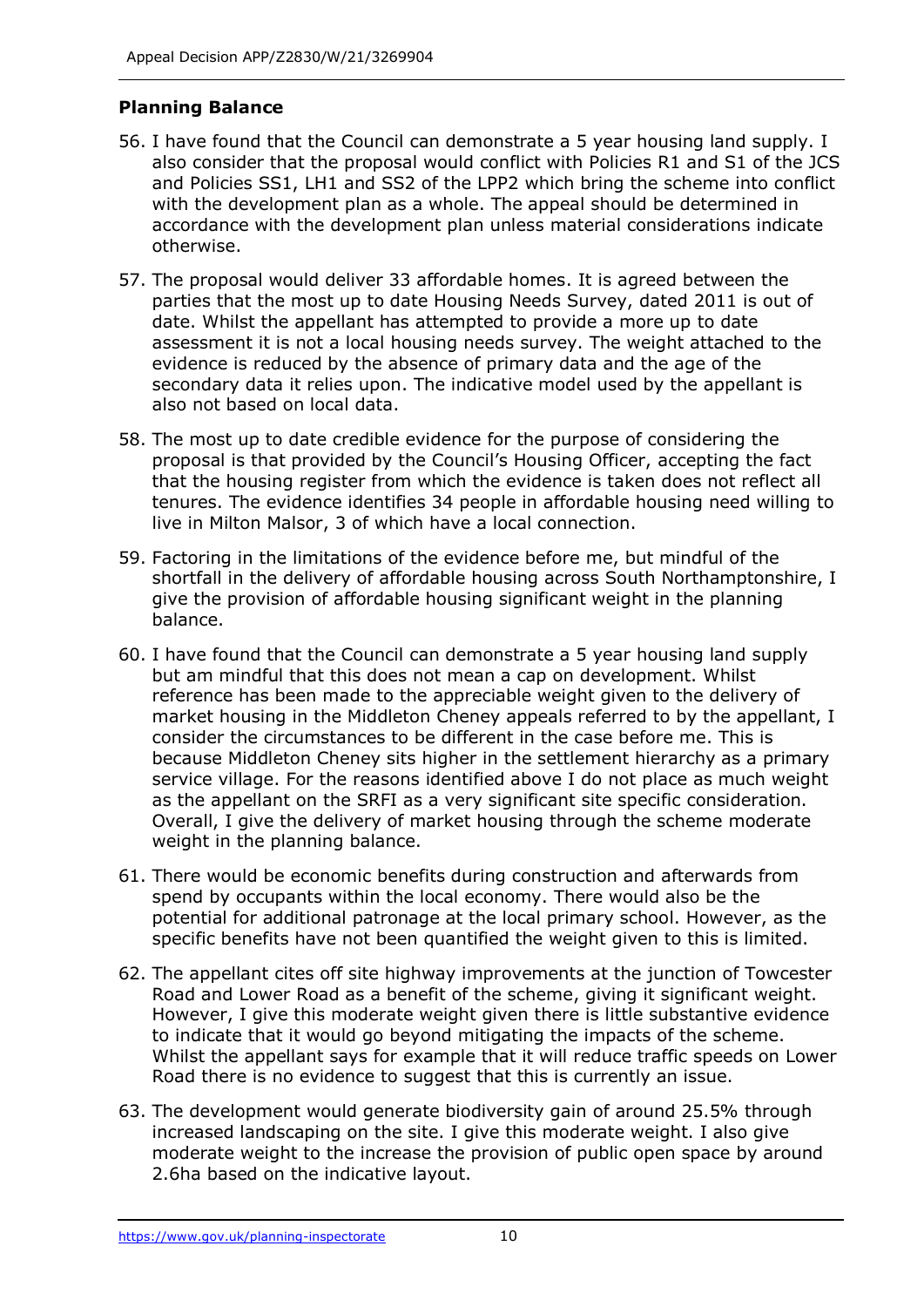## Planning Balance

56. I have found that the Council can demonstrate a 5 year housing land supply. I also consider that the proposal would conflict with Policies R1 and S1 of the JCS and Policies SS1, LH1 and SS2 of the LPP2 which bring the scheme into conflict with the development plan as a whole. The appeal should be determined in accordance with the development plan unless material considerations indicate otherwise.

57. The proposal would deliver 33 affordable homes. It is agreed between the parties that the most up to date Housing Needs Survey, dated 2011 is out of date. Whilst the appellant has attempted to provide a more up to date assessment it is not a local housing needs survey. The weight attached to the evidence is reduced by the absence of primary data and the age of the secondary data it relies upon. The indicative model used by the appellant is also not based on local data.

58. The most up to date credible evidence for the purpose of considering the proposal is that provided by the Council's Housing Officer, accepting the fact that the housing register from which the evidence is taken does not reflect all tenures. The evidence identifies 34 people in affordable housing need willing to live in Milton Malsor, 3 of which have a local connection.

59. Factoring in the limitations of the evidence before me, but mindful of the shortfall in the delivery of affordable housing across South Northamptonshire, I give the provision of affordable housing significant weight in the planning balance.

60. I have found that the Council can demonstrate a 5 year housing land supply but am mindful that this does not mean a cap on development. Whilst reference has been made to the appreciable weight given to the delivery of market housing in the Middleton Cheney appeals referred to by the appellant, I consider the circumstances to be different in the case before me. This is because Middleton Cheney sits higher in the settlement hierarchy as a primary service village. For the reasons identified above I do not place as much weight as the appellant on the SRFI as a very significant site specific consideration. Overall, I give the delivery of market housing through the scheme moderate weight in the planning balance.

61. There would be economic benefits during construction and afterwards from spend by occupants within the local economy. There would also be the potential for additional patronage at the local primary school. However, as the specific benefits have not been quantified the weight given to this is limited.

62. The appellant cites off site highway improvements at the junction of Towcester Road and Lower Road as a benefit of the scheme, giving it significant weight. However, I give this moderate weight given there is little substantive evidence to indicate that it would go beyond mitigating the impacts of the scheme. Whilst the appellant says for example that it will reduce traffic speeds on Lower Road there is no evidence to suggest that this is currently an issue.

63. The development would generate biodiversity gain of around 25.5% through increased landscaping on the site. I give this moderate weight. I also give moderate weight to the increase the provision of public open space by around 2.6ha based on the indicative layout.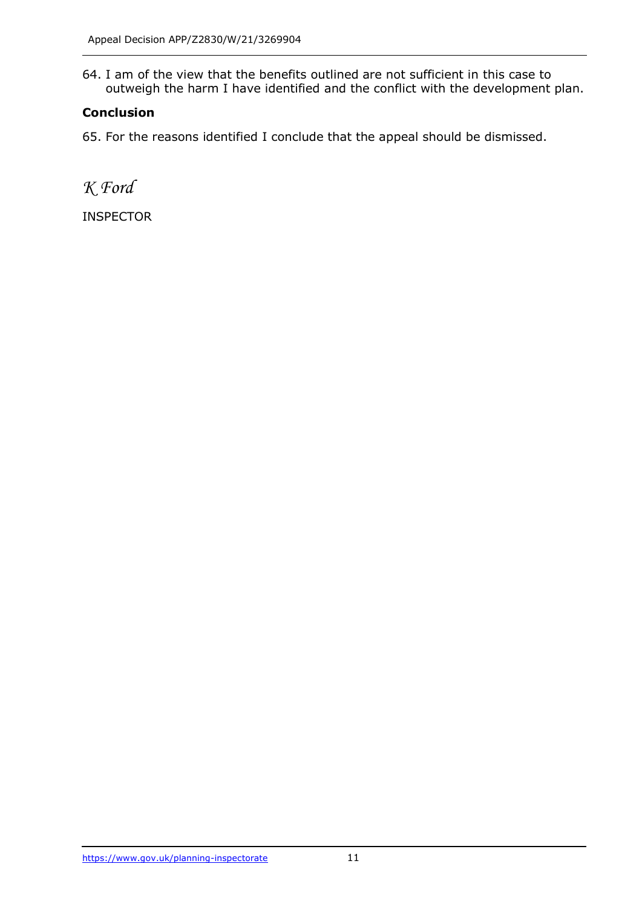64. I am of the view that the benefits outlined are not sufficient in this case to outweigh the harm I have identified and the conflict with the development plan.

**Conclusion**

65. For the reasons identified I conclude that the appeal should be dismissed.

*K Ford*

INSPECTOR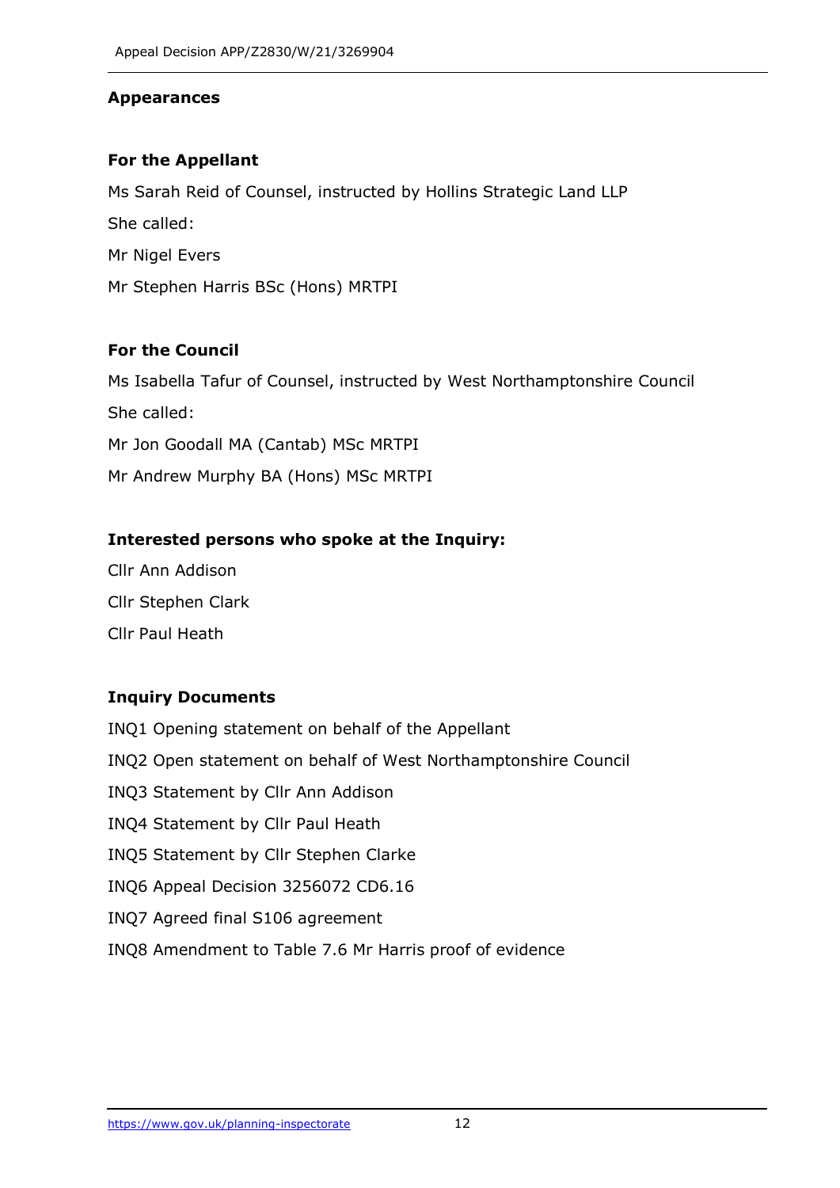## Appearances

### For the Appellant

Ms Sarah Reid of Counsel, instructed by Hollins Strategic Land LLP

She called:

Mr Nigel Evers

Mr Stephen Harris BSc (Hons) MRTPI

### For the Council

Ms Isabella Tafur of Counsel, instructed by West Northamptonshire Council

She called:

Mr Jon Goodall MA (Cantab) MSc MRTPI

Mr Andrew Murphy BA (Hons) MSc MRTPI

### Interested persons who spoke at the Inquiry:

Cllr Ann Addison

Cllr Stephen Clark

Cllr Paul Heath

### Inquiry Documents

INQ1 Opening statement on behalf of the Appellant

INQ2 Open statement on behalf of West Northamptonshire Council

INQ3 Statement by Cllr Ann Addison

INQ4 Statement by Cllr Paul Heath

INQ5 Statement by Cllr Stephen Clarke

INQ6 Appeal Decision 3256072 CD6.16

INQ7 Agreed final S106 agreement

INQ8 Amendment to Table 7.6 Mr Harris proof of evidence